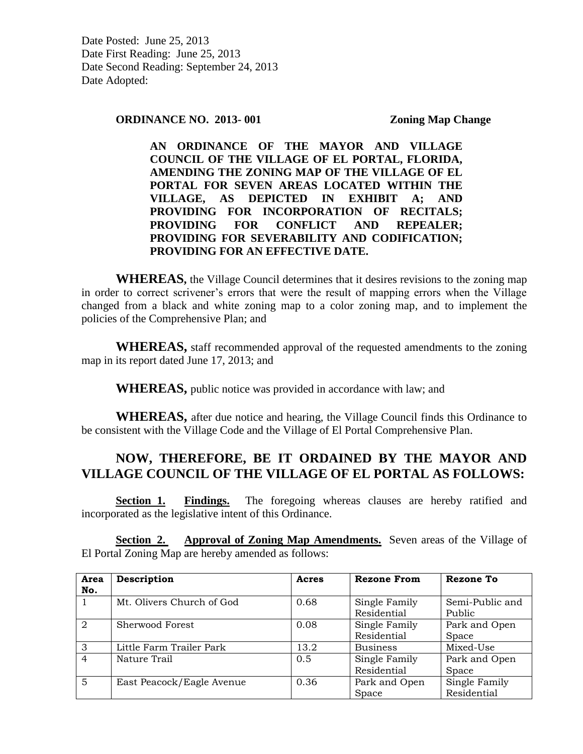Date Posted: June 25, 2013
Date First Reading: June 25, 2013
Date Second Reading: September 24, 2013
Date Adopted:

**ORDINANCE NO. 2013- 001** **Zoning Map Change**

**AN ORDINANCE OF THE MAYOR AND VILLAGE COUNCIL OF THE VILLAGE OF EL PORTAL, FLORIDA, AMENDING THE ZONING MAP OF THE VILLAGE OF EL PORTAL FOR SEVEN AREAS LOCATED WITHIN THE VILLAGE, AS DEPICTED IN EXHIBIT A; AND PROVIDING FOR INCORPORATION OF RECITALS; PROVIDING FOR CONFLICT AND REPEALER; PROVIDING FOR SEVERABILITY AND CODIFICATION; PROVIDING FOR AN EFFECTIVE DATE.**

**WHEREAS,** the Village Council determines that it desires revisions to the zoning map in order to correct scrivener's errors that were the result of mapping errors when the Village changed from a black and white zoning map to a color zoning map, and to implement the policies of the Comprehensive Plan; and

**WHEREAS,** staff recommended approval of the requested amendments to the zoning map in its report dated June 17, 2013; and

**WHEREAS,** public notice was provided in accordance with law; and

**WHEREAS,** after due notice and hearing, the Village Council finds this Ordinance to be consistent with the Village Code and the Village of El Portal Comprehensive Plan.

## NOW, THEREFORE, BE IT ORDAINED BY THE MAYOR AND VILLAGE COUNCIL OF THE VILLAGE OF EL PORTAL AS FOLLOWS:

**Section 1. Findings.** The foregoing whereas clauses are hereby ratified and incorporated as the legislative intent of this Ordinance.

**Section 2. Approval of Zoning Map Amendments.** Seven areas of the Village of El Portal Zoning Map are hereby amended as follows:

| Area No. | Description | Acres | Rezone From | Rezone To |
|---|---|---|---|---|
| 1 | Mt. Olivers Church of God | 0.68 | Single Family Residential | Semi-Public and Public |
| 2 | Sherwood Forest | 0.08 | Single Family Residential | Park and Open Space |
| 3 | Little Farm Trailer Park | 13.2 | Business | Mixed-Use |
| 4 | Nature Trail | 0.5 | Single Family Residential | Park and Open Space |
| 5 | East Peacock/Eagle Avenue | 0.36 | Park and Open Space | Single Family Residential |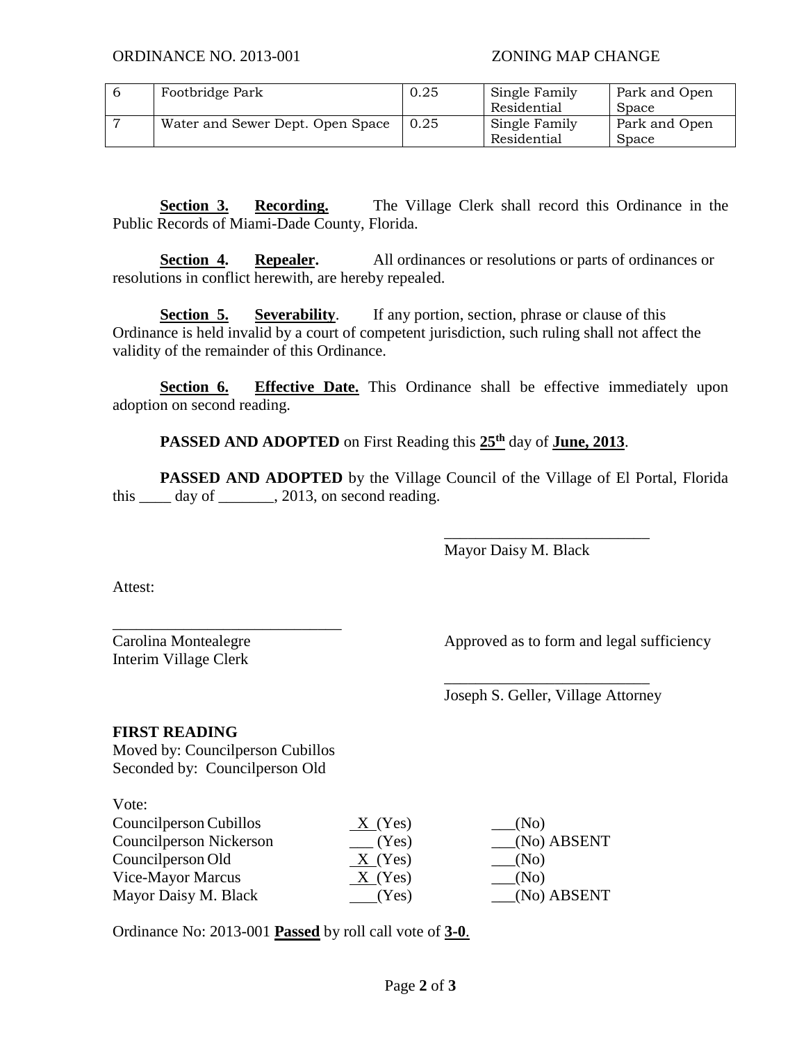| 6 | Footbridge Park | 0.25 | Single Family Residential | Park and Open Space |
|---|---|---|---|---|
| 7 | Water and Sewer Dept. Open Space | 0.25 | Single Family Residential | Park and Open Space |

**Section 3. Recording.** The Village Clerk shall record this Ordinance in the Public Records of Miami-Dade County, Florida.

**Section 4. Repealer.** All ordinances or resolutions or parts of ordinances or resolutions in conflict herewith, are hereby repealed.

**Section 5. Severability**. If any portion, section, phrase or clause of this Ordinance is held invalid by a court of competent jurisdiction, such ruling shall not affect the validity of the remainder of this Ordinance.

**Section 6. Effective Date.** This Ordinance shall be effective immediately upon adoption on second reading.

**PASSED AND ADOPTED** on First Reading this **25th** day of **June, 2013**.

**PASSED AND ADOPTED** by the Village Council of the Village of El Portal, Florida this ____ day of _______, 2013, on second reading.

__________________________
Mayor Daisy M. Black

Attest:

_____________________________
Carolina Montealegre
Interim Village Clerk

Approved as to form and legal sufficiency

__________________________
Joseph S. Geller, Village Attorney

**FIRST READING**
Moved by: Councilperson Cubillos
Seconded by: Councilperson Old

Vote:

| | | |
|---|---|---|
| Councilperson Cubillos | X (Yes) | ___(No) |
| Councilperson Nickerson | ___ (Yes) | ___(No) ABSENT |
| Councilperson Old | X (Yes) | ___(No) |
| Vice-Mayor Marcus | X (Yes) | ___(No) |
| Mayor Daisy M. Black | ___(Yes) | ___(No) ABSENT |

Ordinance No: 2013-001 **Passed** by roll call vote of **3-0**.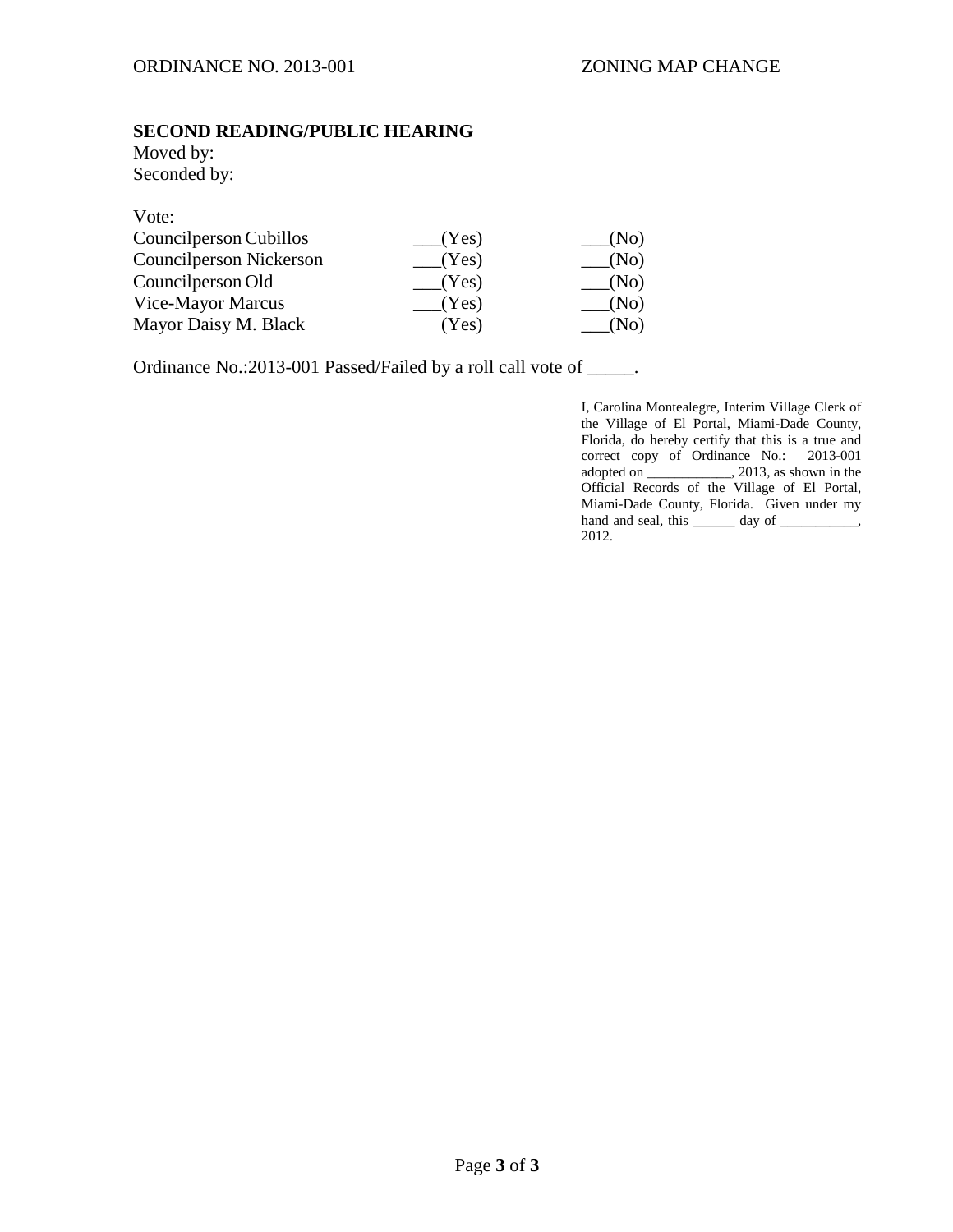**SECOND READING/PUBLIC HEARING**

Moved by:

Seconded by:

Vote:

| | | |
|---|---|---|
| Councilperson Cubillos | ___(Yes) | ___(No) |
| Councilperson Nickerson | ___(Yes) | ___(No) |
| Councilperson Old | ___(Yes) | ___(No) |
| Vice-Mayor Marcus | ___(Yes) | ___(No) |
| Mayor Daisy M. Black | ___(Yes) | ___(No) |

Ordinance No.:2013-001 Passed/Failed by a roll call vote of _____.

I, Carolina Montealegre, Interim Village Clerk of the Village of El Portal, Miami-Dade County, Florida, do hereby certify that this is a true and correct copy of Ordinance No.: 2013-001 adopted on ____________, 2013, as shown in the Official Records of the Village of El Portal, Miami-Dade County, Florida. Given under my hand and seal, this ______ day of ___________, 2012.